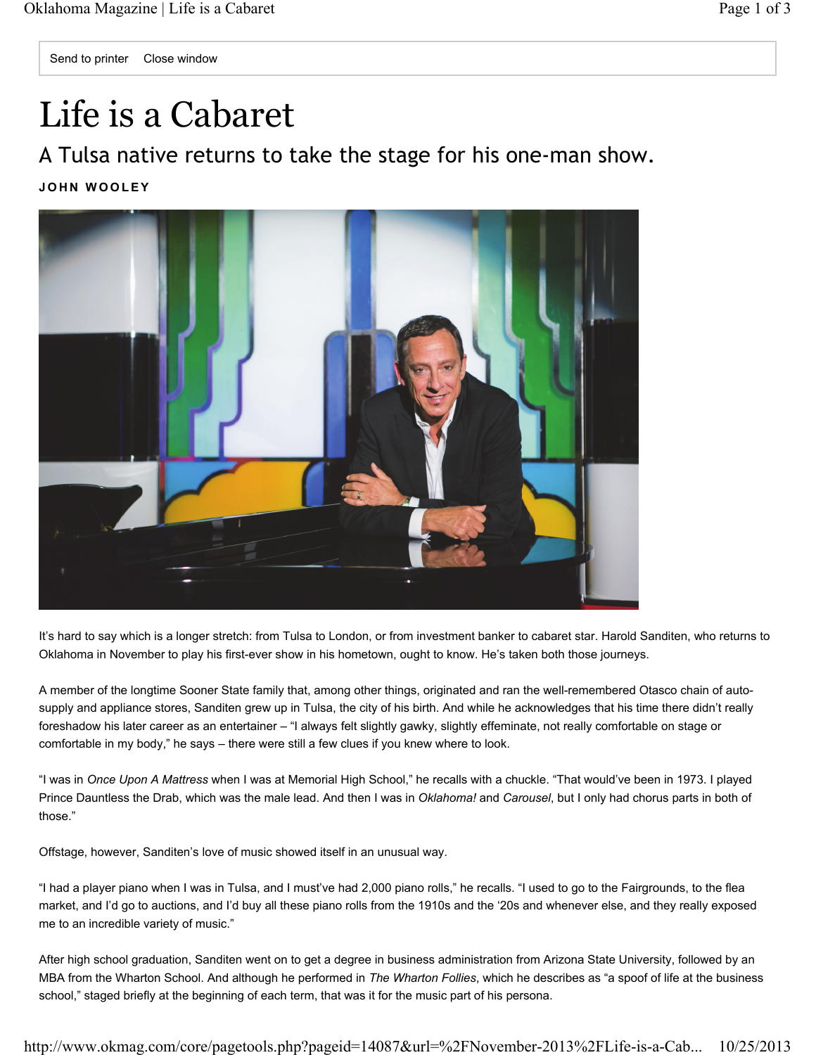# Life is a Cabaret

## A Tulsa native returns to take the stage for his one-man show.

**JOHN WOOLEY**

It's hard to say which is a longer stretch: from Tulsa to London, or from investment banker to cabaret star. Harold Sanditen, who returns to Oklahoma in November to play his first-ever show in his hometown, ought to know. He's taken both those journeys.

A member of the longtime Sooner State family that, among other things, originated and ran the well-remembered Otasco chain of auto-supply and appliance stores, Sanditen grew up in Tulsa, the city of his birth. And while he acknowledges that his time there didn't really foreshadow his later career as an entertainer – "I always felt slightly gawky, slightly effeminate, not really comfortable on stage or comfortable in my body," he says – there were still a few clues if you knew where to look.

"I was in *Once Upon A Mattress* when I was at Memorial High School," he recalls with a chuckle. "That would've been in 1973. I played Prince Dauntless the Drab, which was the male lead. And then I was in *Oklahoma!* and *Carousel*, but I only had chorus parts in both of those."

Offstage, however, Sanditen's love of music showed itself in an unusual way.

"I had a player piano when I was in Tulsa, and I must've had 2,000 piano rolls," he recalls. "I used to go to the Fairgrounds, to the flea market, and I'd go to auctions, and I'd buy all these piano rolls from the 1910s and the '20s and whenever else, and they really exposed me to an incredible variety of music."

After high school graduation, Sanditen went on to get a degree in business administration from Arizona State University, followed by an MBA from the Wharton School. And although he performed in *The Wharton Follies*, which he describes as "a spoof of life at the business school," staged briefly at the beginning of each term, that was it for the music part of his persona.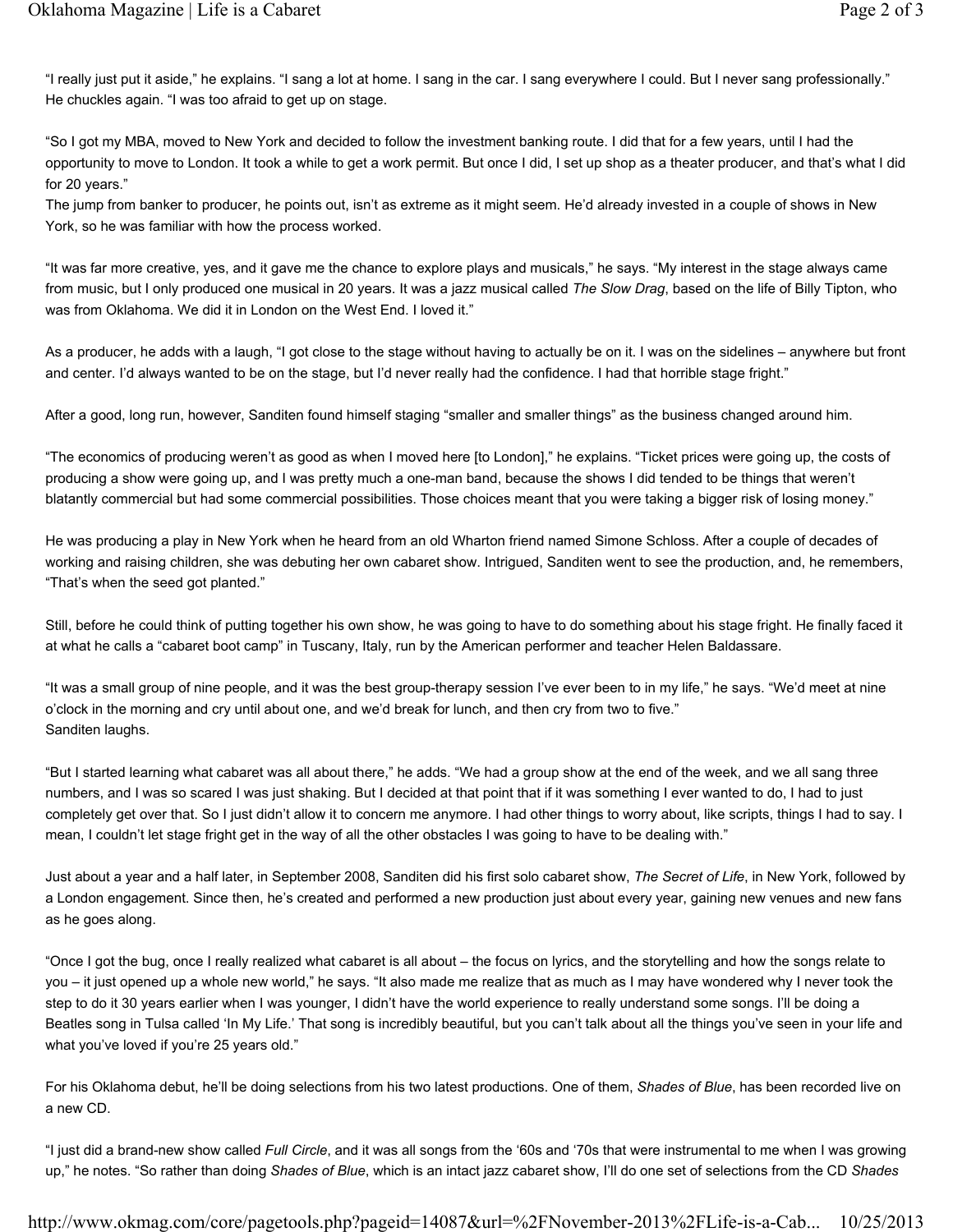"I really just put it aside," he explains. "I sang a lot at home. I sang in the car. I sang everywhere I could. But I never sang professionally." He chuckles again. "I was too afraid to get up on stage.

"So I got my MBA, moved to New York and decided to follow the investment banking route. I did that for a few years, until I had the opportunity to move to London. It took a while to get a work permit. But once I did, I set up shop as a theater producer, and that's what I did for 20 years."

The jump from banker to producer, he points out, isn't as extreme as it might seem. He'd already invested in a couple of shows in New York, so he was familiar with how the process worked.

"It was far more creative, yes, and it gave me the chance to explore plays and musicals," he says. "My interest in the stage always came from music, but I only produced one musical in 20 years. It was a jazz musical called *The Slow Drag*, based on the life of Billy Tipton, who was from Oklahoma. We did it in London on the West End. I loved it."

As a producer, he adds with a laugh, "I got close to the stage without having to actually be on it. I was on the sidelines – anywhere but front and center. I'd always wanted to be on the stage, but I'd never really had the confidence. I had that horrible stage fright."

After a good, long run, however, Sanditen found himself staging "smaller and smaller things" as the business changed around him.

"The economics of producing weren't as good as when I moved here [to London]," he explains. "Ticket prices were going up, the costs of producing a show were going up, and I was pretty much a one-man band, because the shows I did tended to be things that weren't blatantly commercial but had some commercial possibilities. Those choices meant that you were taking a bigger risk of losing money."

He was producing a play in New York when he heard from an old Wharton friend named Simone Schloss. After a couple of decades of working and raising children, she was debuting her own cabaret show. Intrigued, Sanditen went to see the production, and, he remembers, "That's when the seed got planted."

Still, before he could think of putting together his own show, he was going to have to do something about his stage fright. He finally faced it at what he calls a "cabaret boot camp" in Tuscany, Italy, run by the American performer and teacher Helen Baldassare.

"It was a small group of nine people, and it was the best group-therapy session I've ever been to in my life," he says. "We'd meet at nine o'clock in the morning and cry until about one, and we'd break for lunch, and then cry from two to five."

Sanditen laughs.

"But I started learning what cabaret was all about there," he adds. "We had a group show at the end of the week, and we all sang three numbers, and I was so scared I was just shaking. But I decided at that point that if it was something I ever wanted to do, I had to just completely get over that. So I just didn't allow it to concern me anymore. I had other things to worry about, like scripts, things I had to say. I mean, I couldn't let stage fright get in the way of all the other obstacles I was going to have to be dealing with."

Just about a year and a half later, in September 2008, Sanditen did his first solo cabaret show, *The Secret of Life*, in New York, followed by a London engagement. Since then, he's created and performed a new production just about every year, gaining new venues and new fans as he goes along.

"Once I got the bug, once I really realized what cabaret is all about – the focus on lyrics, and the storytelling and how the songs relate to you – it just opened up a whole new world," he says. "It also made me realize that as much as I may have wondered why I never took the step to do it 30 years earlier when I was younger, I didn't have the world experience to really understand some songs. I'll be doing a Beatles song in Tulsa called 'In My Life.' That song is incredibly beautiful, but you can't talk about all the things you've seen in your life and what you've loved if you're 25 years old."

For his Oklahoma debut, he'll be doing selections from his two latest productions. One of them, *Shades of Blue*, has been recorded live on a new CD.

"I just did a brand-new show called *Full Circle*, and it was all songs from the '60s and '70s that were instrumental to me when I was growing up," he notes. "So rather than doing *Shades of Blue*, which is an intact jazz cabaret show, I'll do one set of selections from the CD *Shades*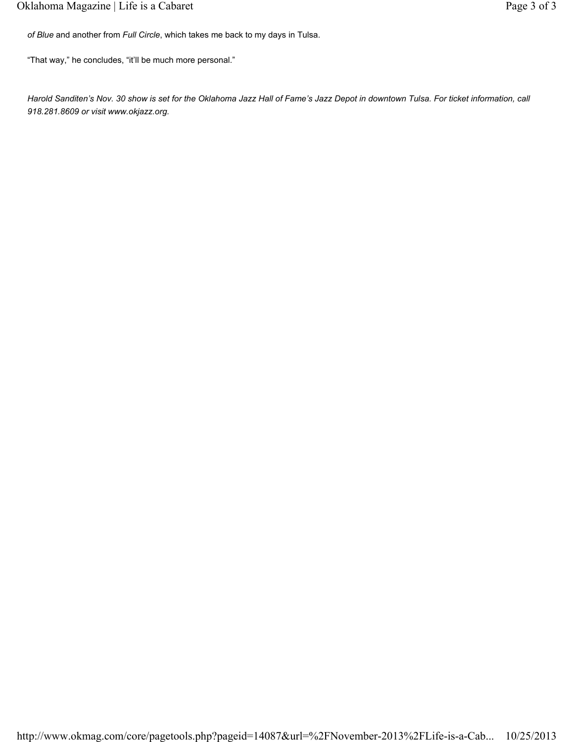*of Blue* and another from *Full Circle*, which takes me back to my days in Tulsa.

"That way," he concludes, "it'll be much more personal."

*Harold Sanditen's Nov. 30 show is set for the Oklahoma Jazz Hall of Fame's Jazz Depot in downtown Tulsa. For ticket information, call 918.281.8609 or visit www.okjazz.org.*